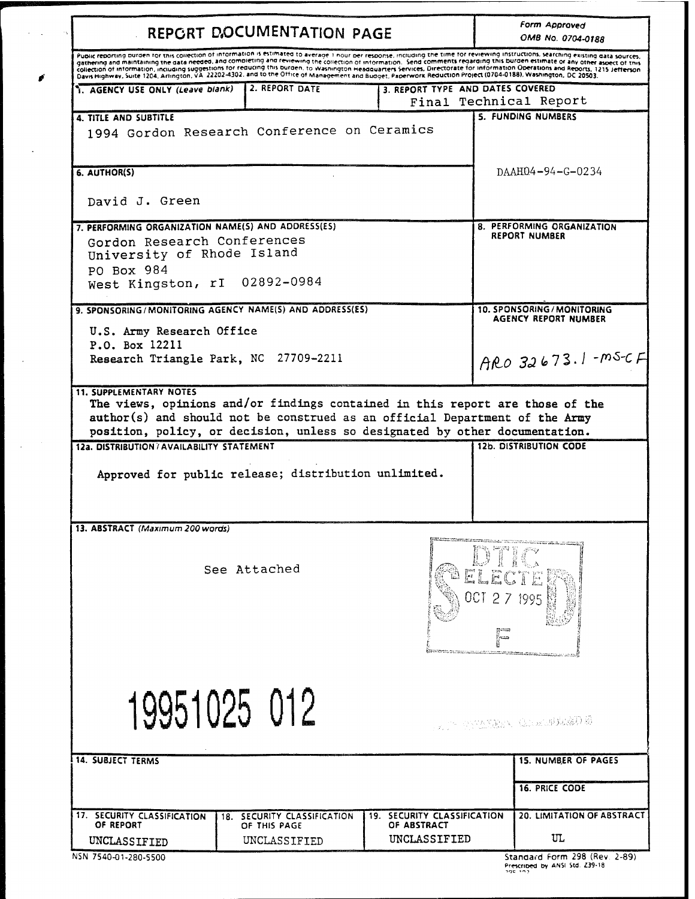# REPORT DOCUMENTATION PAGE

*Form Approved*
*OMB No. 0704-0188*

Public reporting burden for this collection of information is estimated to average 1 hour per response, including the time for reviewing instructions, searching existing data sources, gathering and maintaining the data needed, and completing and reviewing the collection of information. Send comments regarding this burden estimate or any other aspect of this collection of information, including suggestions for reducing this burden, to Washington Headquarters Services, Directorate for Information Operations and Reports, 1215 Jefferson Davis Highway, Suite 1204, Arlington, VA 22202-4302, and to the Office of Management and Budget, Paperwork Reduction Project (0704-0188), Washington, DC 20503.

| 1. AGENCY USE ONLY (Leave blank) | 2. REPORT DATE | 3. REPORT TYPE AND DATES COVERED |
|---|---|---|
| | | Final Technical Report |

**4. TITLE AND SUBTITLE**
1994 Gordon Research Conference on Ceramics

**5. FUNDING NUMBERS**
DAAH04-94-G-0234

**6. AUTHOR(S)**
David J. Green

**7. PERFORMING ORGANIZATION NAME(S) AND ADDRESS(ES)**
Gordon Research Conferences
University of Rhode Island
PO Box 984
West Kingston, rI 02892-0984

**8. PERFORMING ORGANIZATION REPORT NUMBER**

**9. SPONSORING/MONITORING AGENCY NAME(S) AND ADDRESS(ES)**
U.S. Army Research Office
P.O. Box 12211
Research Triangle Park, NC 27709-2211

**10. SPONSORING/MONITORING AGENCY REPORT NUMBER**
ARO 32673.1-MS-CF

**11. SUPPLEMENTARY NOTES**
The views, opinions and/or findings contained in this report are those of the author(s) and should not be construed as an official Department of the Army position, policy, or decision, unless so designated by other documentation.

**12a. DISTRIBUTION/AVAILABILITY STATEMENT**
Approved for public release; distribution unlimited.

**12b. DISTRIBUTION CODE**

**13. ABSTRACT** (Maximum 200 words)

See Attached

DTIC ELECTE OCT 27 1995 S F D

19951025 012

**14. SUBJECT TERMS**

**15. NUMBER OF PAGES**

**16. PRICE CODE**

| 17. SECURITY CLASSIFICATION OF REPORT | 18. SECURITY CLASSIFICATION OF THIS PAGE | 19. SECURITY CLASSIFICATION OF ABSTRACT | 20. LIMITATION OF ABSTRACT |
|---|---|---|---|
| UNCLASSIFIED | UNCLASSIFIED | UNCLASSIFIED | UL |

NSN 7540-01-280-5500

Standard Form 298 (Rev. 2-89)
Prescribed by ANSI Std. Z39-18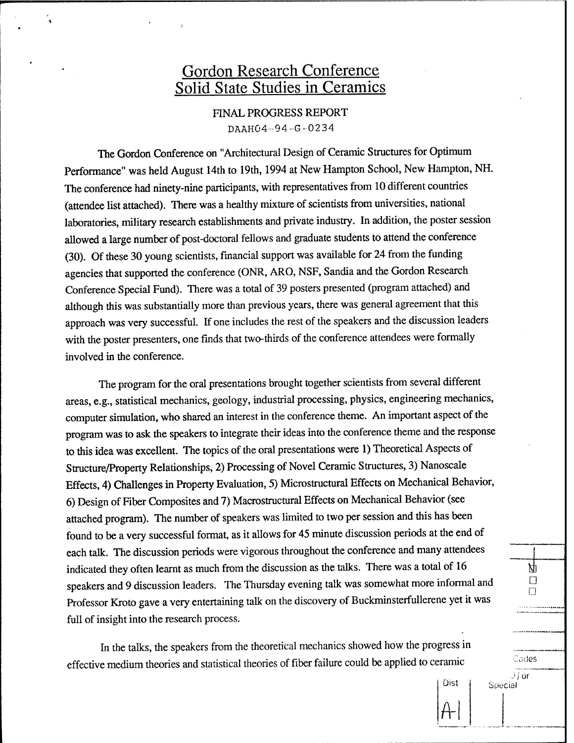# Gordon Research Conference
# Solid State Studies in Ceramics

FINAL PROGRESS REPORT

DAAH04-94-G-0234

The Gordon Conference on "Architectural Design of Ceramic Structures for Optimum Performance" was held August 14th to 19th, 1994 at New Hampton School, New Hampton, NH. The conference had ninety-nine participants, with representatives from 10 different countries (attendee list attached). There was a healthy mixture of scientists from universities, national laboratories, military research establishments and private industry. In addition, the poster session allowed a large number of post-doctoral fellows and graduate students to attend the conference (30). Of these 30 young scientists, financial support was available for 24 from the funding agencies that supported the conference (ONR, ARO, NSF, Sandia and the Gordon Research Conference Special Fund). There was a total of 39 posters presented (program attached) and although this was substantially more than previous years, there was general agreement that this approach was very successful. If one includes the rest of the speakers and the discussion leaders with the poster presenters, one finds that two-thirds of the conference attendees were formally involved in the conference.

The program for the oral presentations brought together scientists from several different areas, e.g., statistical mechanics, geology, industrial processing, physics, engineering mechanics, computer simulation, who shared an interest in the conference theme. An important aspect of the program was to ask the speakers to integrate their ideas into the conference theme and the response to this idea was excellent. The topics of the oral presentations were 1) Theoretical Aspects of Structure/Property Relationships, 2) Processing of Novel Ceramic Structures, 3) Nanoscale Effects, 4) Challenges in Property Evaluation, 5) Microstructural Effects on Mechanical Behavior, 6) Design of Fiber Composites and 7) Macrostructural Effects on Mechanical Behavior (see attached program). The number of speakers was limited to two per session and this has been found to be a very successful format, as it allows for 45 minute discussion periods at the end of each talk. The discussion periods were vigorous throughout the conference and many attendees indicated they often learnt as much from the discussion as the talks. There was a total of 16 speakers and 9 discussion leaders. The Thursday evening talk was somewhat more informal and Professor Kroto gave a very entertaining talk on the discovery of Buckminsterfullerene yet it was full of insight into the research process.

In the talks, the speakers from the theoretical mechanics showed how the progress in effective medium theories and statistical theories of fiber failure could be applied to ceramic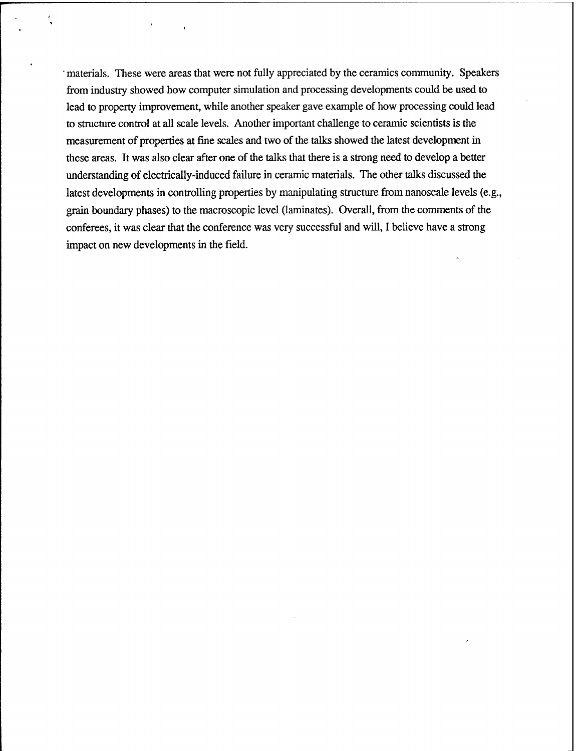materials. These were areas that were not fully appreciated by the ceramics community. Speakers from industry showed how computer simulation and processing developments could be used to lead to property improvement, while another speaker gave example of how processing could lead to structure control at all scale levels. Another important challenge to ceramic scientists is the measurement of properties at fine scales and two of the talks showed the latest development in these areas. It was also clear after one of the talks that there is a strong need to develop a better understanding of electrically-induced failure in ceramic materials. The other talks discussed the latest developments in controlling properties by manipulating structure from nanoscale levels (e.g., grain boundary phases) to the macroscopic level (laminates). Overall, from the comments of the conferees, it was clear that the conference was very successful and will, I believe have a strong impact on new developments in the field.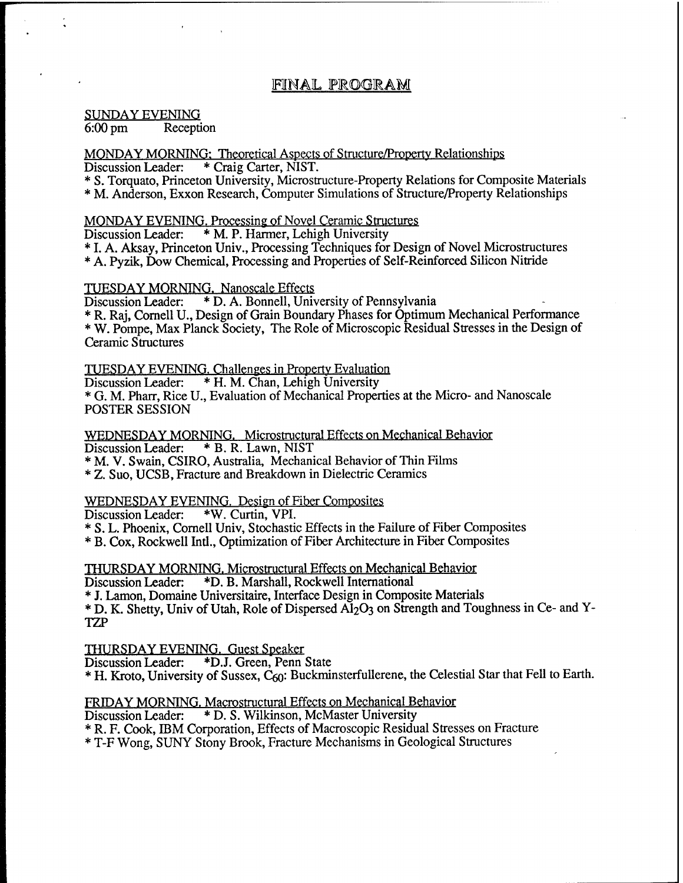# FINAL PROGRAM

SUNDAY EVENING
6:00 pm Reception

MONDAY MORNING: Theoretical Aspects of Structure/Property Relationships
Discussion Leader: * Craig Carter, NIST.
* S. Torquato, Princeton University, Microstructure-Property Relations for Composite Materials
* M. Anderson, Exxon Research, Computer Simulations of Structure/Property Relationships

MONDAY EVENING. Processing of Novel Ceramic Structures
Discussion Leader: * M. P. Harmer, Lehigh University
* I. A. Aksay, Princeton Univ., Processing Techniques for Design of Novel Microstructures
* A. Pyzik, Dow Chemical, Processing and Properties of Self-Reinforced Silicon Nitride

TUESDAY MORNING. Nanoscale Effects
Discussion Leader: * D. A. Bonnell, University of Pennsylvania
* R. Raj, Cornell U., Design of Grain Boundary Phases for Optimum Mechanical Performance
* W. Pompe, Max Planck Society, The Role of Microscopic Residual Stresses in the Design of Ceramic Structures

TUESDAY EVENING. Challenges in Property Evaluation
Discussion Leader: * H. M. Chan, Lehigh University
* G. M. Pharr, Rice U., Evaluation of Mechanical Properties at the Micro- and Nanoscale
POSTER SESSION

WEDNESDAY MORNING. Microstructural Effects on Mechanical Behavior
Discussion Leader: * B. R. Lawn, NIST
* M. V. Swain, CSIRO, Australia, Mechanical Behavior of Thin Films
* Z. Suo, UCSB, Fracture and Breakdown in Dielectric Ceramics

WEDNESDAY EVENING. Design of Fiber Composites
Discussion Leader: *W. Curtin, VPI.
* S. L. Phoenix, Cornell Univ, Stochastic Effects in the Failure of Fiber Composites
* B. Cox, Rockwell Intl., Optimization of Fiber Architecture in Fiber Composites

THURSDAY MORNING. Microstructural Effects on Mechanical Behavior
Discussion Leader: *D. B. Marshall, Rockwell International
* J. Lamon, Domaine Universitaire, Interface Design in Composite Materials
* D. K. Shetty, Univ of Utah, Role of Dispersed $Al_2O_3$ on Strength and Toughness in Ce- and Y-TZP

THURSDAY EVENING. Guest Speaker
Discussion Leader: *D.J. Green, Penn State
* H. Kroto, University of Sussex, $C_{60}$: Buckminsterfullerene, the Celestial Star that Fell to Earth.

FRIDAY MORNING. Macrostructural Effects on Mechanical Behavior
Discussion Leader: * D. S. Wilkinson, McMaster University
* R. F. Cook, IBM Corporation, Effects of Macroscopic Residual Stresses on Fracture
* T-F Wong, SUNY Stony Brook, Fracture Mechanisms in Geological Structures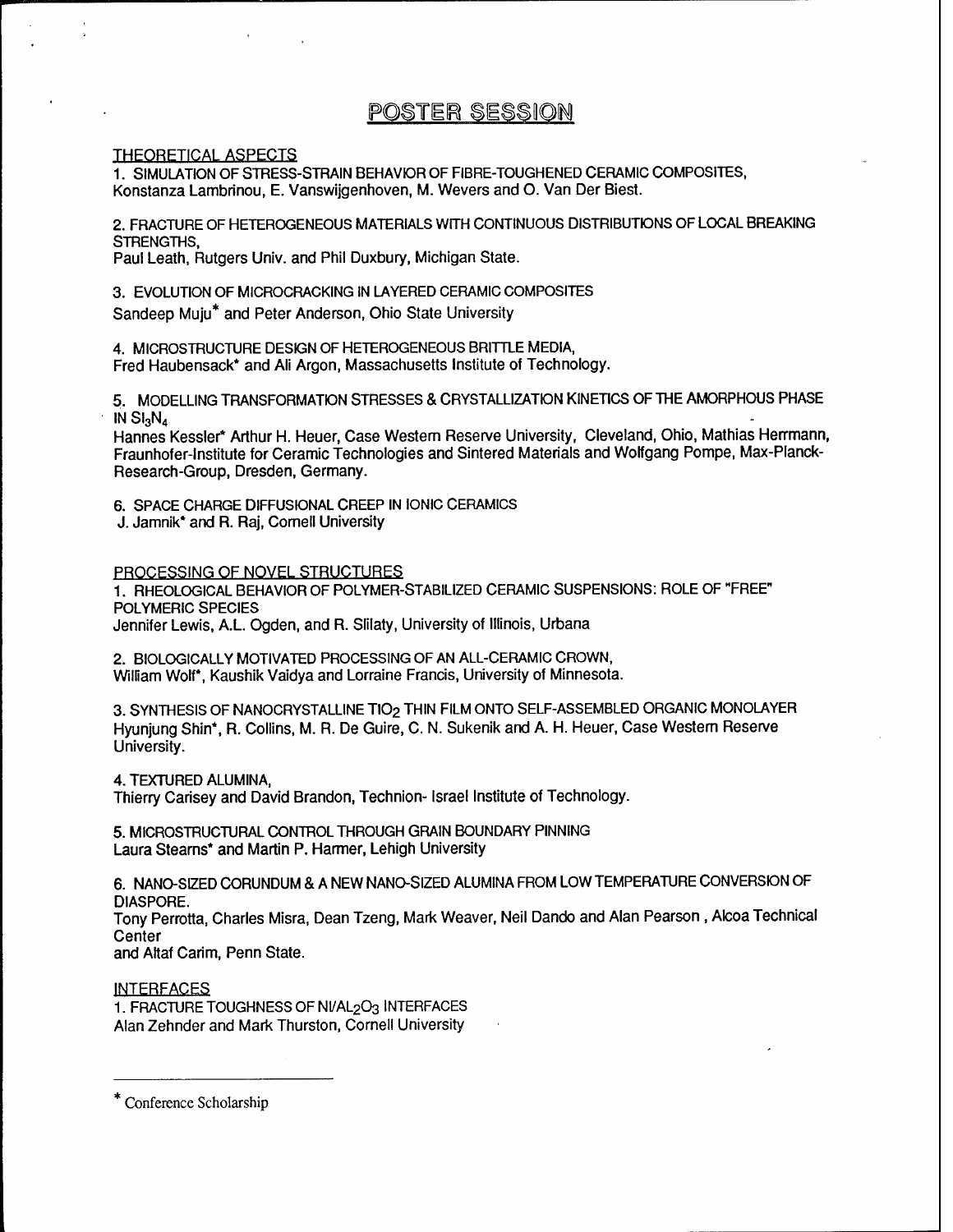# POSTER SESSION

THEORETICAL ASPECTS

1. SIMULATION OF STRESS-STRAIN BEHAVIOR OF FIBRE-TOUGHENED CERAMIC COMPOSITES, Konstanza Lambrinou, E. Vanswijgenhoven, M. Wevers and O. Van Der Biest.

2. FRACTURE OF HETEROGENEOUS MATERIALS WITH CONTINUOUS DISTRIBUTIONS OF LOCAL BREAKING STRENGTHS, Paul Leath, Rutgers Univ. and Phil Duxbury, Michigan State.

3. EVOLUTION OF MICROCRACKING IN LAYERED CERAMIC COMPOSITES Sandeep Muju* and Peter Anderson, Ohio State University

4. MICROSTRUCTURE DESIGN OF HETEROGENEOUS BRITTLE MEDIA, Fred Haubensack* and Ali Argon, Massachusetts Institute of Technology.

5. MODELLING TRANSFORMATION STRESSES & CRYSTALLIZATION KINETICS OF THE AMORPHOUS PHASE IN $Si_3N_4$ Hannes Kessler* Arthur H. Heuer, Case Western Reserve University, Cleveland, Ohio, Mathias Herrmann, Fraunhofer-Institute for Ceramic Technologies and Sintered Materials and Wolfgang Pompe, Max-Planck-Research-Group, Dresden, Germany.

6. SPACE CHARGE DIFFUSIONAL CREEP IN IONIC CERAMICS J. Jamnik* and R. Raj, Cornell University

PROCESSING OF NOVEL STRUCTURES

1. RHEOLOGICAL BEHAVIOR OF POLYMER-STABILIZED CERAMIC SUSPENSIONS: ROLE OF "FREE" POLYMERIC SPECIES Jennifer Lewis, A.L. Ogden, and R. Slilaty, University of Illinois, Urbana

2. BIOLOGICALLY MOTIVATED PROCESSING OF AN ALL-CERAMIC CROWN, William Wolf*, Kaushik Vaidya and Lorraine Francis, University of Minnesota.

3. SYNTHESIS OF NANOCRYSTALLINE $TiO_2$ THIN FILM ONTO SELF-ASSEMBLED ORGANIC MONOLAYER Hyunjung Shin*, R. Collins, M. R. De Guire, C. N. Sukenik and A. H. Heuer, Case Western Reserve University.

4. TEXTURED ALUMINA, Thierry Carisey and David Brandon, Technion- Israel Institute of Technology.

5. MICROSTRUCTURAL CONTROL THROUGH GRAIN BOUNDARY PINNING Laura Stearns* and Martin P. Harmer, Lehigh University

6. NANO-SIZED CORUNDUM & A NEW NANO-SIZED ALUMINA FROM LOW TEMPERATURE CONVERSION OF DIASPORE. Tony Perrotta, Charles Misra, Dean Tzeng, Mark Weaver, Neil Dando and Alan Pearson , Alcoa Technical Center and Altaf Carim, Penn State.

INTERFACES

1. FRACTURE TOUGHNESS OF $Ni/Al_2O_3$ INTERFACES Alan Zehnder and Mark Thurston, Cornell University

---

* Conference Scholarship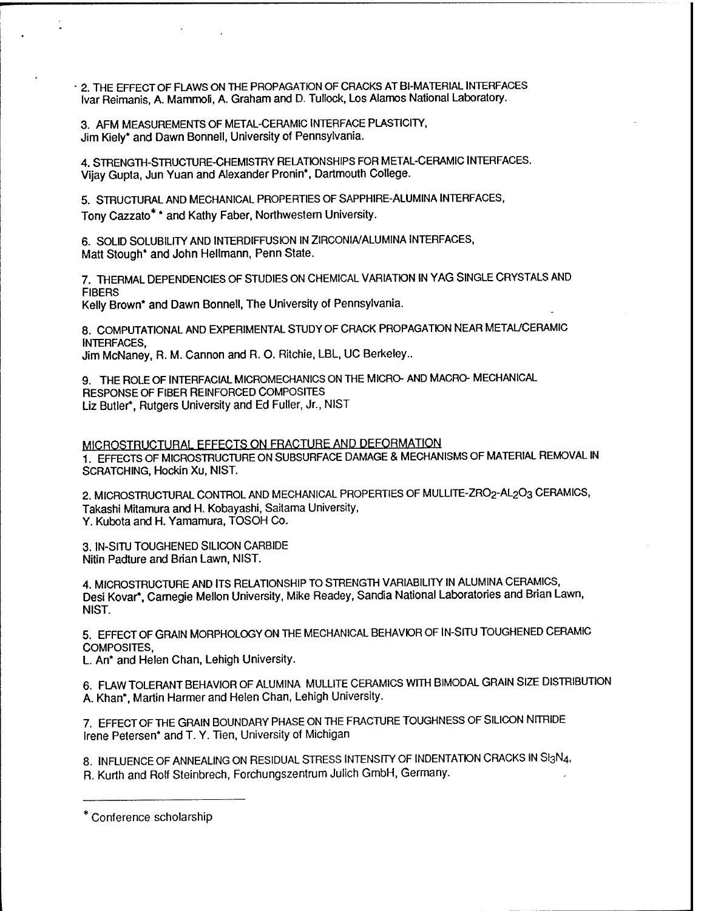2. THE EFFECT OF FLAWS ON THE PROPAGATION OF CRACKS AT BI-MATERIAL INTERFACES
Ivar Reimanis, A. Mammoli, A. Graham and D. Tullock, Los Alamos National Laboratory.

3. AFM MEASUREMENTS OF METAL-CERAMIC INTERFACE PLASTICITY,
Jim Kiely* and Dawn Bonnell, University of Pennsylvania.

4. STRENGTH-STRUCTURE-CHEMISTRY RELATIONSHIPS FOR METAL-CERAMIC INTERFACES.
Vijay Gupta, Jun Yuan and Alexander Pronin*, Dartmouth College.

5. STRUCTURAL AND MECHANICAL PROPERTIES OF SAPPHIRE-ALUMINA INTERFACES,
Tony Cazzato** and Kathy Faber, Northwestern University.

6. SOLID SOLUBILITY AND INTERDIFFUSION IN ZIRCONIA/ALUMINA INTERFACES,
Matt Stough* and John Hellmann, Penn State.

7. THERMAL DEPENDENCIES OF STUDIES ON CHEMICAL VARIATION IN YAG SINGLE CRYSTALS AND FIBERS
Kelly Brown* and Dawn Bonnell, The University of Pennsylvania.

8. COMPUTATIONAL AND EXPERIMENTAL STUDY OF CRACK PROPAGATION NEAR METAL/CERAMIC INTERFACES,
Jim McNaney, R. M. Cannon and R. O. Ritchie, LBL, UC Berkeley..

9. THE ROLE OF INTERFACIAL MICROMECHANICS ON THE MICRO- AND MACRO- MECHANICAL RESPONSE OF FIBER REINFORCED COMPOSITES
Liz Butler*, Rutgers University and Ed Fuller, Jr., NIST

## MICROSTRUCTURAL EFFECTS ON FRACTURE AND DEFORMATION

1. EFFECTS OF MICROSTRUCTURE ON SUBSURFACE DAMAGE & MECHANISMS OF MATERIAL REMOVAL IN SCRATCHING, Hockin Xu, NIST.

2. MICROSTRUCTURAL CONTROL AND MECHANICAL PROPERTIES OF MULLITE-$ZRO_2$-$AL_2O_3$ CERAMICS,
Takashi Mitamura and H. Kobayashi, Saitama University,
Y. Kubota and H. Yamamura, TOSOH Co.

3. IN-SITU TOUGHENED SILICON CARBIDE
Nitin Padture and Brian Lawn, NIST.

4. MICROSTRUCTURE AND ITS RELATIONSHIP TO STRENGTH VARIABILITY IN ALUMINA CERAMICS,
Desi Kovar*, Carnegie Mellon University, Mike Readey, Sandia National Laboratories and Brian Lawn, NIST.

5. EFFECT OF GRAIN MORPHOLOGY ON THE MECHANICAL BEHAVIOR OF IN-SITU TOUGHENED CERAMIC COMPOSITES,
L. An* and Helen Chan, Lehigh University.

6. FLAW TOLERANT BEHAVIOR OF ALUMINA MULLITE CERAMICS WITH BIMODAL GRAIN SIZE DISTRIBUTION
A. Khan*, Martin Harmer and Helen Chan, Lehigh University.

7. EFFECT OF THE GRAIN BOUNDARY PHASE ON THE FRACTURE TOUGHNESS OF SILICON NITRIDE
Irene Petersen* and T. Y. Tien, University of Michigan

8. INFLUENCE OF ANNEALING ON RESIDUAL STRESS INTENSITY OF INDENTATION CRACKS IN $Si_3N_4$,
R. Kurth and Rolf Steinbrech, Forchungszentrum Julich GmbH, Germany.

---

* Conference scholarship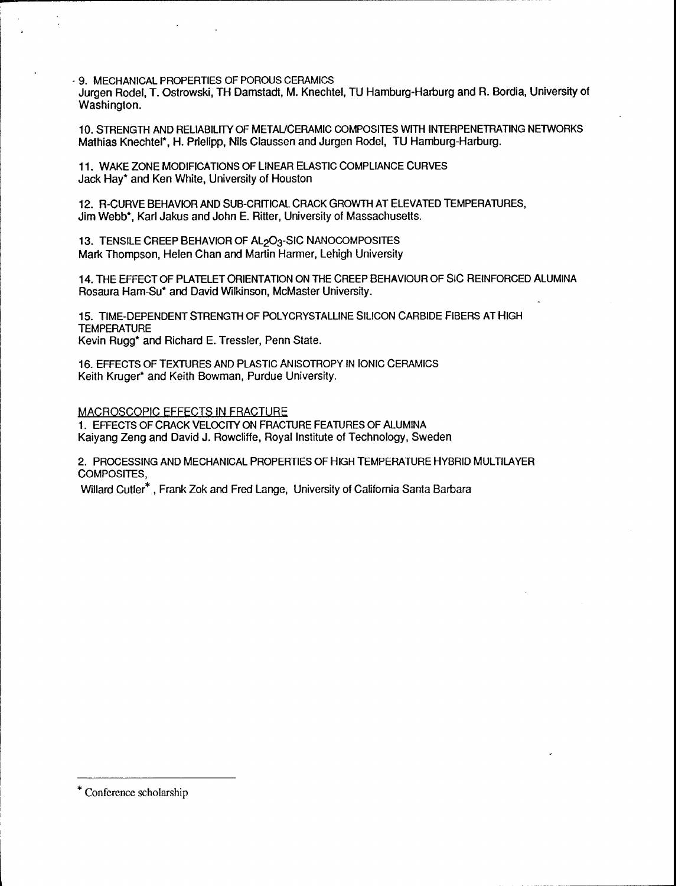9. MECHANICAL PROPERTIES OF POROUS CERAMICS
Jurgen Rodel, T. Ostrowski, TH Damstadt, M. Knechtel, TU Hamburg-Harburg and R. Bordia, University of Washington.

10. STRENGTH AND RELIABILITY OF METAL/CERAMIC COMPOSITES WITH INTERPENETRATING NETWORKS
Mathias Knechtel*, H. Prielipp, Nils Claussen and Jurgen Rodel, TU Hamburg-Harburg.

11. WAKE ZONE MODIFICATIONS OF LINEAR ELASTIC COMPLIANCE CURVES
Jack Hay* and Ken White, University of Houston

12. R-CURVE BEHAVIOR AND SUB-CRITICAL CRACK GROWTH AT ELEVATED TEMPERATURES,
Jim Webb*, Karl Jakus and John E. Ritter, University of Massachusetts.

13. TENSILE CREEP BEHAVIOR OF $AL_2O_3$-SIC NANOCOMPOSITES
Mark Thompson, Helen Chan and Martin Harmer, Lehigh University

14. THE EFFECT OF PLATELET ORIENTATION ON THE CREEP BEHAVIOUR OF SIC REINFORCED ALUMINA
Rosaura Ham-Su* and David Wilkinson, McMaster University.

15. TIME-DEPENDENT STRENGTH OF POLYCRYSTALLINE SILICON CARBIDE FIBERS AT HIGH TEMPERATURE
Kevin Rugg* and Richard E. Tressler, Penn State.

16. EFFECTS OF TEXTURES AND PLASTIC ANISOTROPY IN IONIC CERAMICS
Keith Kruger* and Keith Bowman, Purdue University.

MACROSCOPIC EFFECTS IN FRACTURE

1. EFFECTS OF CRACK VELOCITY ON FRACTURE FEATURES OF ALUMINA
Kaiyang Zeng and David J. Rowcliffe, Royal Institute of Technology, Sweden

2. PROCESSING AND MECHANICAL PROPERTIES OF HIGH TEMPERATURE HYBRID MULTILAYER COMPOSITES,
Willard Cutler*, Frank Zok and Fred Lange, University of California Santa Barbara

---

* Conference scholarship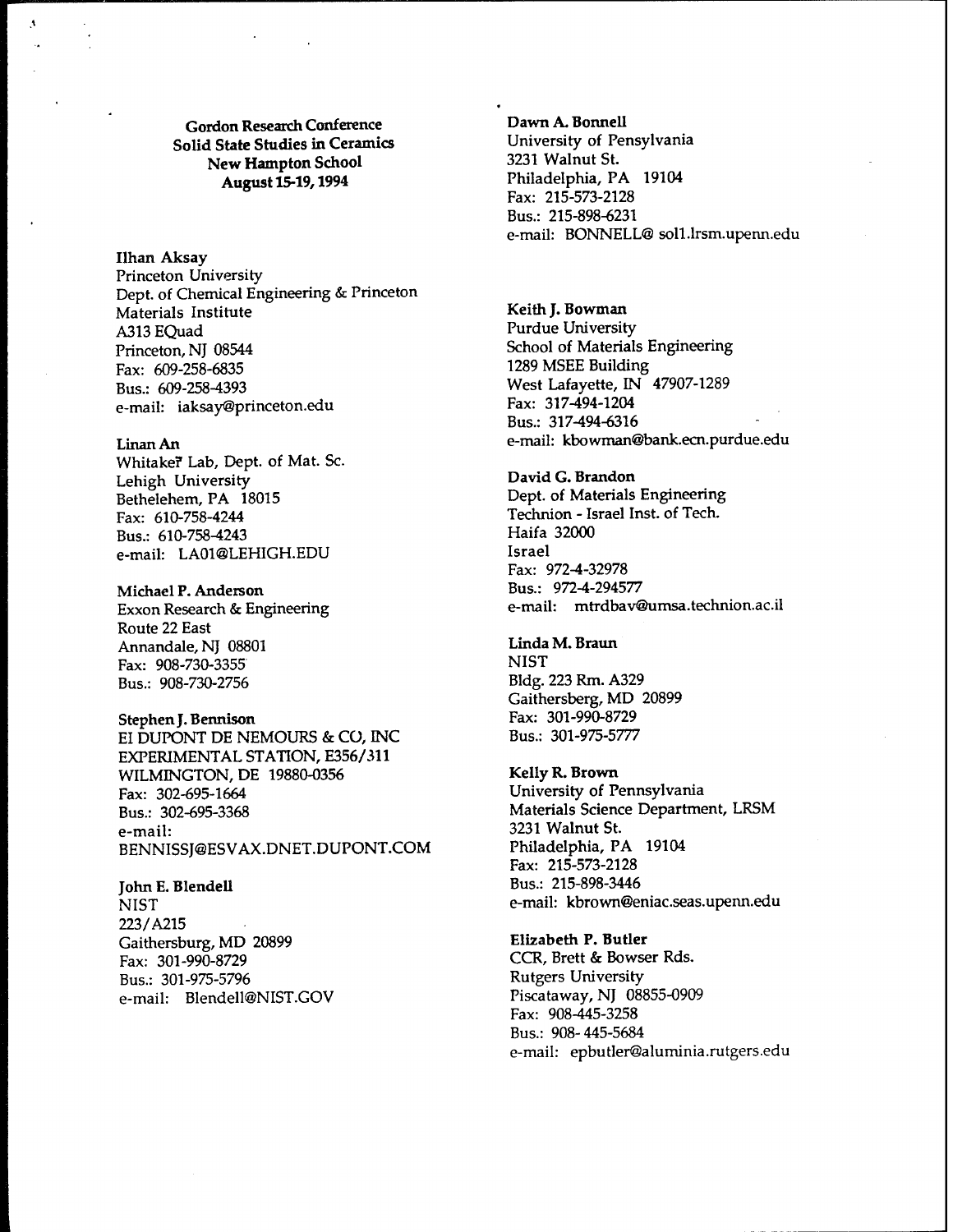**Gordon Research Conference**
**Solid State Studies in Ceramics**
**New Hampton School**
**August 15-19, 1994**

**Ilhan Aksay**
Princeton University
Dept. of Chemical Engineering & Princeton Materials Institute
A313 EQuad
Princeton, NJ 08544
Fax: 609-258-6835
Bus.: 609-258-4393
e-mail: iaksay@princeton.edu

**Linan An**
Whitaker Lab, Dept. of Mat. Sc.
Lehigh University
Bethelehem, PA 18015
Fax: 610-758-4244
Bus.: 610-758-4243
e-mail: LA01@LEHIGH.EDU

**Michael P. Anderson**
Exxon Research & Engineering
Route 22 East
Annandale, NJ 08801
Fax: 908-730-3355
Bus.: 908-730-2756

**Stephen J. Bennison**
EI DUPONT DE NEMOURS & CO, INC
EXPERIMENTAL STATION, E356/311
WILMINGTON, DE 19880-0356
Fax: 302-695-1664
Bus.: 302-695-3368
e-mail:
BENNISSJ@ESVAX.DNET.DUPONT.COM

**John E. Blendell**
NIST
223/A215
Gaithersburg, MD 20899
Fax: 301-990-8729
Bus.: 301-975-5796
e-mail: Blendell@NIST.GOV

**Dawn A. Bonnell**
University of Pensylvania
3231 Walnut St.
Philadelphia, PA 19104
Fax: 215-573-2128
Bus.: 215-898-6231
e-mail: BONNELL@ sol1.lrsm.upenn.edu

**Keith J. Bowman**
Purdue University
School of Materials Engineering
1289 MSEE Building
West Lafayette, IN 47907-1289
Fax: 317-494-1204
Bus.: 317-494-6316
e-mail: kbowman@bank.ecn.purdue.edu

**David G. Brandon**
Dept. of Materials Engineering
Technion - Israel Inst. of Tech.
Haifa 32000
Israel
Fax: 972-4-32978
Bus.: 972-4-294577
e-mail: mtrdbav@umsa.technion.ac.il

**Linda M. Braun**
NIST
Bldg. 223 Rm. A329
Gaithersberg, MD 20899
Fax: 301-990-8729
Bus.: 301-975-5777

**Kelly R. Brown**
University of Pennsylvania
Materials Science Department, LRSM
3231 Walnut St.
Philadelphia, PA 19104
Fax: 215-573-2128
Bus.: 215-898-3446
e-mail: kbrown@eniac.seas.upenn.edu

**Elizabeth P. Butler**
CCR, Brett & Bowser Rds.
Rutgers University
Piscataway, NJ 08855-0909
Fax: 908-445-3258
Bus.: 908- 445-5684
e-mail: epbutler@aluminia.rutgers.edu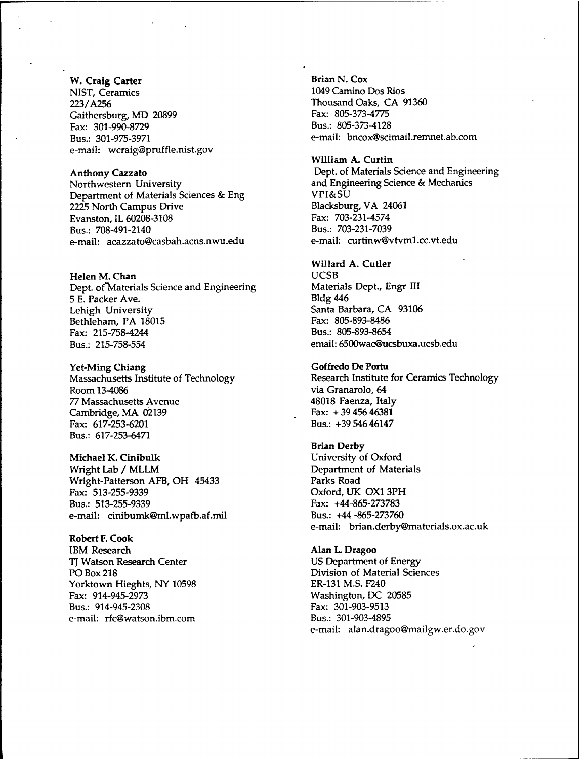**W. Craig Carter**
NIST, Ceramics
223/A256
Gaithersburg, MD 20899
Fax: 301-990-8729
Bus.: 301-975-3971
e-mail: wcraig@pruffle.nist.gov

**Anthony Cazzato**
Northwestern University
Department of Materials Sciences & Eng
2225 North Campus Drive
Evanston, IL 60208-3108
Bus.: 708-491-2140
e-mail: acazzato@casbah.acns.nwu.edu

**Helen M. Chan**
Dept. of Materials Science and Engineering
5 E. Packer Ave.
Lehigh University
Bethleham, PA 18015
Fax: 215-758-4244
Bus.: 215-758-554

**Yet-Ming Chiang**
Massachusetts Institute of Technology
Room 13-4086
77 Massachusetts Avenue
Cambridge, MA 02139
Fax: 617-253-6201
Bus.: 617-253-6471

**Michael K. Cinibulk**
Wright Lab / MLLM
Wright-Patterson AFB, OH 45433
Fax: 513-255-9339
Bus.: 513-255-9339
e-mail: cinibumk@ml.wpafb.af.mil

**Robert F. Cook**
IBM Research
TJ Watson Research Center
PO Box 218
Yorktown Hieghts, NY 10598
Fax: 914-945-2973
Bus.: 914-945-2308
e-mail: rfc@watson.ibm.com

**Brian N. Cox**
1049 Camino Dos Rios
Thousand Oaks, CA 91360
Fax: 805-373-4775
Bus.: 805-373-4128
e-mail: bncox@scimail.remnet.ab.com

**William A. Curtin**
Dept. of Materials Science and Engineering
and Engineering Science & Mechanics
VPI&SU
Blacksburg, VA 24061
Fax: 703-231-4574
Bus.: 703-231-7039
e-mail: curtinw@vtvm1.cc.vt.edu

**Willard A. Cutler**
UCSB
Materials Dept., Engr III
Bldg 446
Santa Barbara, CA 93106
Fax: 805-893-8486
Bus.: 805-893-8654
email: 6500wac@ucsbuxa.ucsb.edu

**Goffredo De Portu**
Research Institute for Ceramics Technology
via Granarolo, 64
48018 Faenza, Italy
Fax: + 39 456 46381
Bus.: +39 546 46147

**Brian Derby**
University of Oxford
Department of Materials
Parks Road
Oxford, UK OX1 3PH
Fax: +44-865-273783
Bus.: +44 -865-273760
e-mail: brian.derby@materials.ox.ac.uk

**Alan L. Dragoo**
US Department of Energy
Division of Material Sciences
ER-131 M.S. F240
Washington, DC 20585
Fax: 301-903-9513
Bus.: 301-903-4895
e-mail: alan.dragoo@mailgw.er.do.gov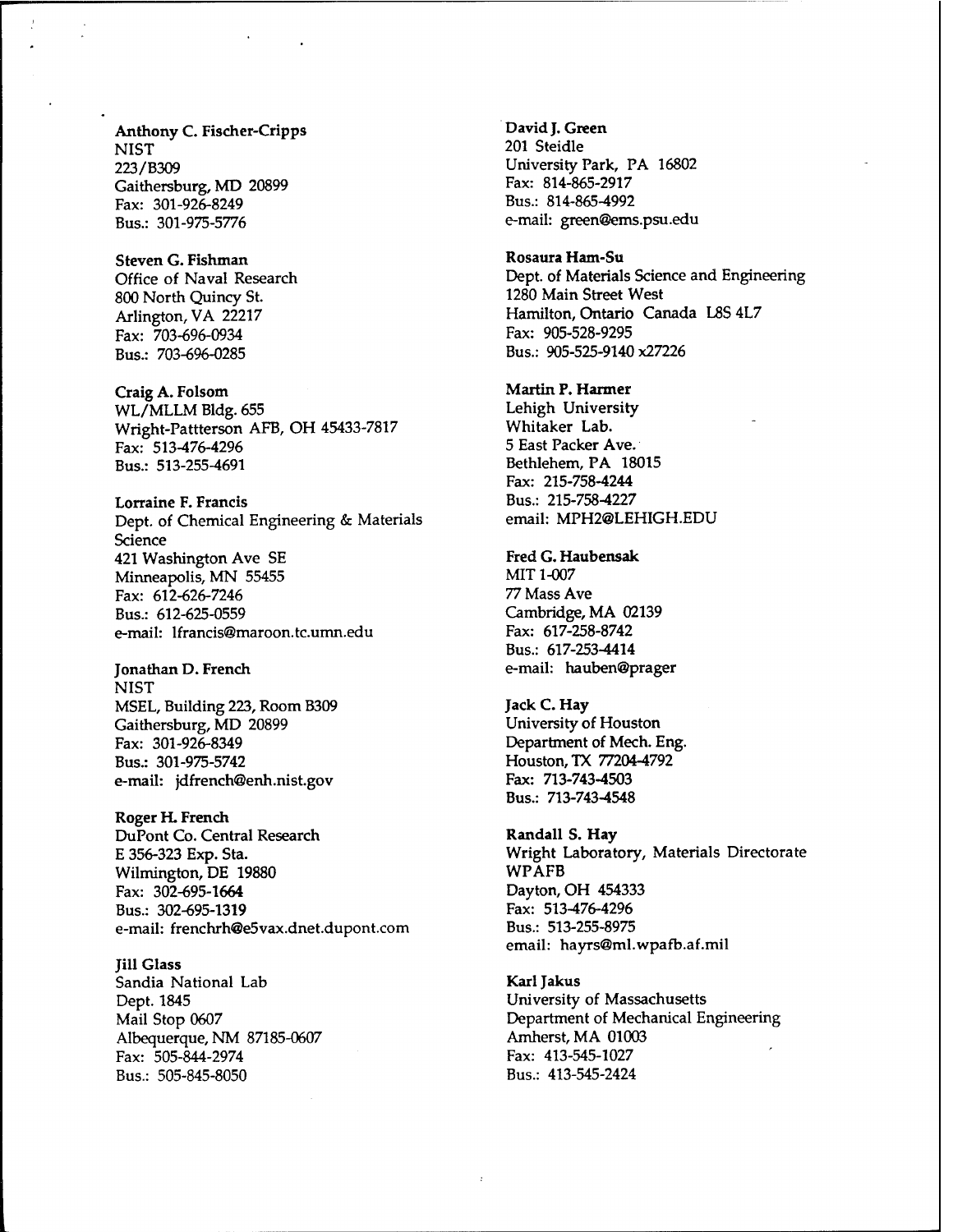**Anthony C. Fischer-Cripps**
NIST
223/B309
Gaithersburg, MD 20899
Fax: 301-926-8249
Bus.: 301-975-5776

**Steven G. Fishman**
Office of Naval Research
800 North Quincy St.
Arlington, VA 22217
Fax: 703-696-0934
Bus.: 703-696-0285

**Craig A. Folsom**
WL/MLLM Bldg. 655
Wright-Pattterson AFB, OH 45433-7817
Fax: 513-476-4296
Bus.: 513-255-4691

**Lorraine F. Francis**
Dept. of Chemical Engineering & Materials Science
421 Washington Ave SE
Minneapolis, MN 55455
Fax: 612-626-7246
Bus.: 612-625-0559
e-mail: lfrancis@maroon.tc.umn.edu

**Jonathan D. French**
NIST
MSEL, Building 223, Room B309
Gaithersburg, MD 20899
Fax: 301-926-8349
Bus.: 301-975-5742
e-mail: jdfrench@enh.nist.gov

**Roger H. French**
DuPont Co. Central Research
E 356-323 Exp. Sta.
Wilmington, DE 19880
Fax: 302-695-1664
Bus.: 302-695-1319
e-mail: frenchrh@e5vax.dnet.dupont.com

**Jill Glass**
Sandia National Lab
Dept. 1845
Mail Stop 0607
Albequerque, NM 87185-0607
Fax: 505-844-2974
Bus.: 505-845-8050

**David J. Green**
201 Steidle
University Park, PA 16802
Fax: 814-865-2917
Bus.: 814-865-4992
e-mail: green@ems.psu.edu

**Rosaura Ham-Su**
Dept. of Materials Science and Engineering
1280 Main Street West
Hamilton, Ontario Canada L8S 4L7
Fax: 905-528-9295
Bus.: 905-525-9140 x27226

**Martin P. Harmer**
Lehigh University
Whitaker Lab.
5 East Packer Ave.
Bethlehem, PA 18015
Fax: 215-758-4244
Bus.: 215-758-4227
email: MPH2@LEHIGH.EDU

**Fred G. Haubensak**
MIT 1-007
77 Mass Ave
Cambridge, MA 02139
Fax: 617-258-8742
Bus.: 617-253-4414
e-mail: hauben@prager

**Jack C. Hay**
University of Houston
Department of Mech. Eng.
Houston, TX 77204-4792
Fax: 713-743-4503
Bus.: 713-743-4548

**Randall S. Hay**
Wright Laboratory, Materials Directorate
WPAFB
Dayton, OH 454333
Fax: 513-476-4296
Bus.: 513-255-8975
email: hayrs@ml.wpafb.af.mil

**Karl Jakus**
University of Massachusetts
Department of Mechanical Engineering
Amherst, MA 01003
Fax: 413-545-1027
Bus.: 413-545-2424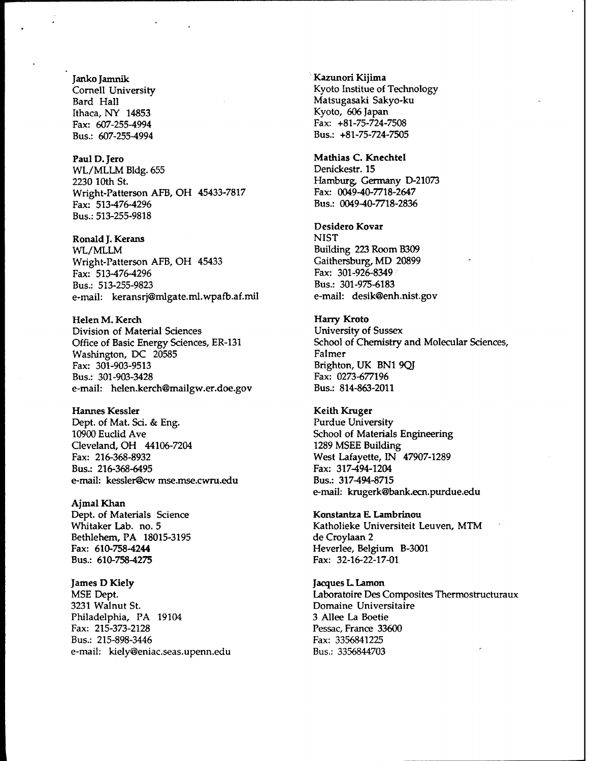**Janko Jamnik**
Cornell University
Bard Hall
Ithaca, NY 14853
Fax: 607-255-4994
Bus.: 607-255-4994

**Paul D. Jero**
WL/MLLM Bldg. 655
2230 10th St.
Wright-Patterson AFB, OH 45433-7817
Fax: 513-476-4296
Bus.: 513-255-9818

**Ronald J. Kerans**
WL/MLLM
Wright-Patterson AFB, OH 45433
Fax: 513-476-4296
Bus.: 513-255-9823
e-mail: keransrj@mlgate.ml.wpafb.af.mil

**Helen M. Kerch**
Division of Material Sciences
Office of Basic Energy Sciences, ER-131
Washington, DC 20585
Fax: 301-903-9513
Bus.: 301-903-3428
e-mail: helen.kerch@mailgw.er.doe.gov

**Hannes Kessler**
Dept. of Mat. Sci. & Eng.
10900 Euclid Ave
Cleveland, OH 44106-7204
Fax: 216-368-8932
Bus.: 216-368-6495
e-mail: kessler@cw mse.mse.cwru.edu

**Ajmal Khan**
Dept. of Materials Science
Whitaker Lab. no. 5
Bethlehem, PA 18015-3195
Fax: 610-758-4244
Bus.: 610-758-4275

**James D Kiely**
MSE Dept.
3231 Walnut St.
Philadelphia, PA 19104
Fax: 215-373-2128
Bus.: 215-898-3446
e-mail: kiely@eniac.seas.upenn.edu

**Kazunori Kijima**
Kyoto Institue of Technology
Matsugasaki Sakyo-ku
Kyoto, 606 Japan
Fax: +81-75-724-7508
Bus.: +81-75-724-7505

**Mathias C. Knechtel**
Denickestr. 15
Hamburg, Germany D-21073
Fax: 0049-40-7718-2647
Bus.: 0049-40-7718-2836

**Desidero Kovar**
NIST
Building 223 Room B309
Gaithersburg, MD 20899
Fax: 301-926-8349
Bus.: 301-975-6183
e-mail: desik@enh.nist.gov

**Harry Kroto**
University of Sussex
School of Chemistry and Molecular Sciences,
Falmer
Brighton, UK BN1 9QJ
Fax: 0273-677196
Bus.: 814-863-2011

**Keith Kruger**
Purdue University
School of Materials Engineering
1289 MSEE Building
West Lafayette, IN 47907-1289
Fax: 317-494-1204
Bus.: 317-494-8715
e-mail: krugerk@bank.ecn.purdue.edu

**Konstantza E. Lambrinou**
Katholieke Universiteit Leuven, MTM
de Croylaan 2
Heverlee, Belgium B-3001
Fax: 32-16-22-17-01

**Jacques L. Lamon**
Laboratoire Des Composites Thermostructuraux
Domaine Universitaire
3 Allee La Boetie
Pessac, France 33600
Fax: 3356841225
Bus.: 3356844703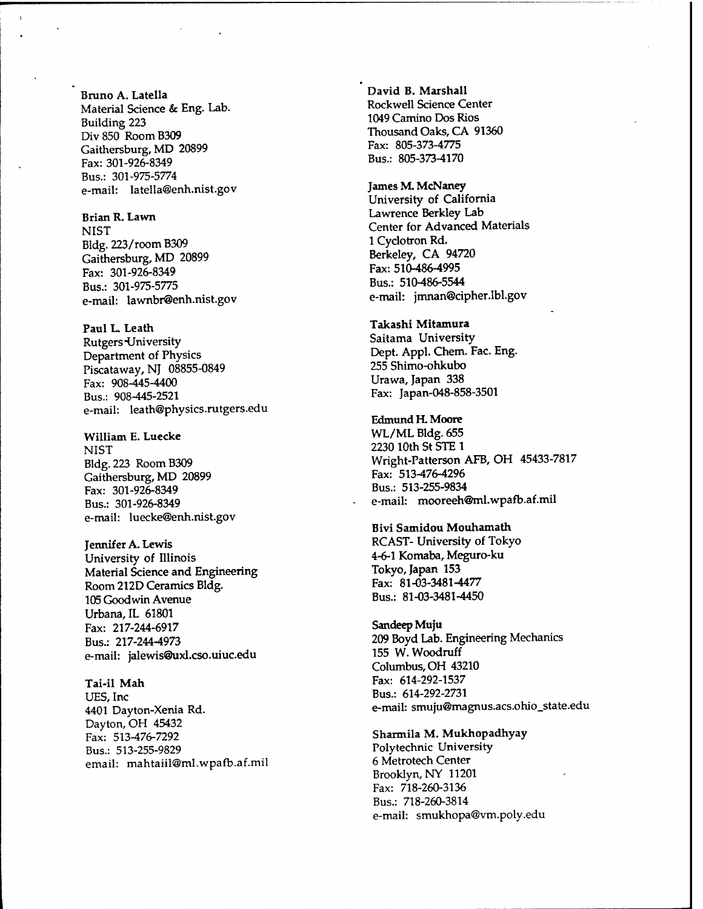**Bruno A. Latella**
Material Science & Eng. Lab.
Building 223
Div 850 Room B309
Gaithersburg, MD 20899
Fax: 301-926-8349
Bus.: 301-975-5774
e-mail: latella@enh.nist.gov

**Brian R. Lawn**
NIST
Bldg. 223/room B309
Gaithersburg, MD 20899
Fax: 301-926-8349
Bus.: 301-975-5775
e-mail: lawnbr@enh.nist.gov

**Paul L. Leath**
Rutgers University
Department of Physics
Piscataway, NJ 08855-0849
Fax: 908-445-4400
Bus.: 908-445-2521
e-mail: leath@physics.rutgers.edu

**William E. Luecke**
NIST
Bldg. 223 Room B309
Gaithersburg, MD 20899
Fax: 301-926-8349
Bus.: 301-926-8349
e-mail: luecke@enh.nist.gov

**Jennifer A. Lewis**
University of Illinois
Material Science and Engineering
Room 212D Ceramics Bldg.
105 Goodwin Avenue
Urbana, IL 61801
Fax: 217-244-6917
Bus.: 217-244-4973
e-mail: jalewis@uxl.cso.uiuc.edu

**Tai-il Mah**
UES, Inc
4401 Dayton-Xenia Rd.
Dayton, OH 45432
Fax: 513-476-7292
Bus.: 513-255-9829
email: mahtaiil@ml.wpafb.af.mil

**David B. Marshall**
Rockwell Science Center
1049 Camino Dos Rios
Thousand Oaks, CA 91360
Fax: 805-373-4775
Bus.: 805-373-4170

**James M. McNaney**
University of California
Lawrence Berkley Lab
Center for Advanced Materials
1 Cyclotron Rd.
Berkeley, CA 94720
Fax: 510-486-4995
Bus.: 510-486-5544
e-mail: jmnan@cipher.lbl.gov

**Takashi Mitamura**
Saitama University
Dept. Appl. Chem. Fac. Eng.
255 Shimo-ohkubo
Urawa, Japan 338
Fax: Japan-048-858-3501

**Edmund H. Moore**
WL/ML Bldg. 655
2230 10th St STE 1
Wright-Patterson AFB, OH 45433-7817
Fax: 513-476-4296
Bus.: 513-255-9834
e-mail: mooreeh@ml.wpafb.af.mil

**Bivi Samidou Mouhamath**
RCAST- University of Tokyo
4-6-1 Komaba, Meguro-ku
Tokyo, Japan 153
Fax: 81-03-3481-4477
Bus.: 81-03-3481-4450

**Sandeep Muju**
209 Boyd Lab. Engineering Mechanics
155 W. Woodruff
Columbus, OH 43210
Fax: 614-292-1537
Bus.: 614-292-2731
e-mail: smuju@magnus.acs.ohio_state.edu

**Sharmila M. Mukhopadhyay**
Polytechnic University
6 Metrotech Center
Brooklyn, NY 11201
Fax: 718-260-3136
Bus.: 718-260-3814
e-mail: smukhopa@vm.poly.edu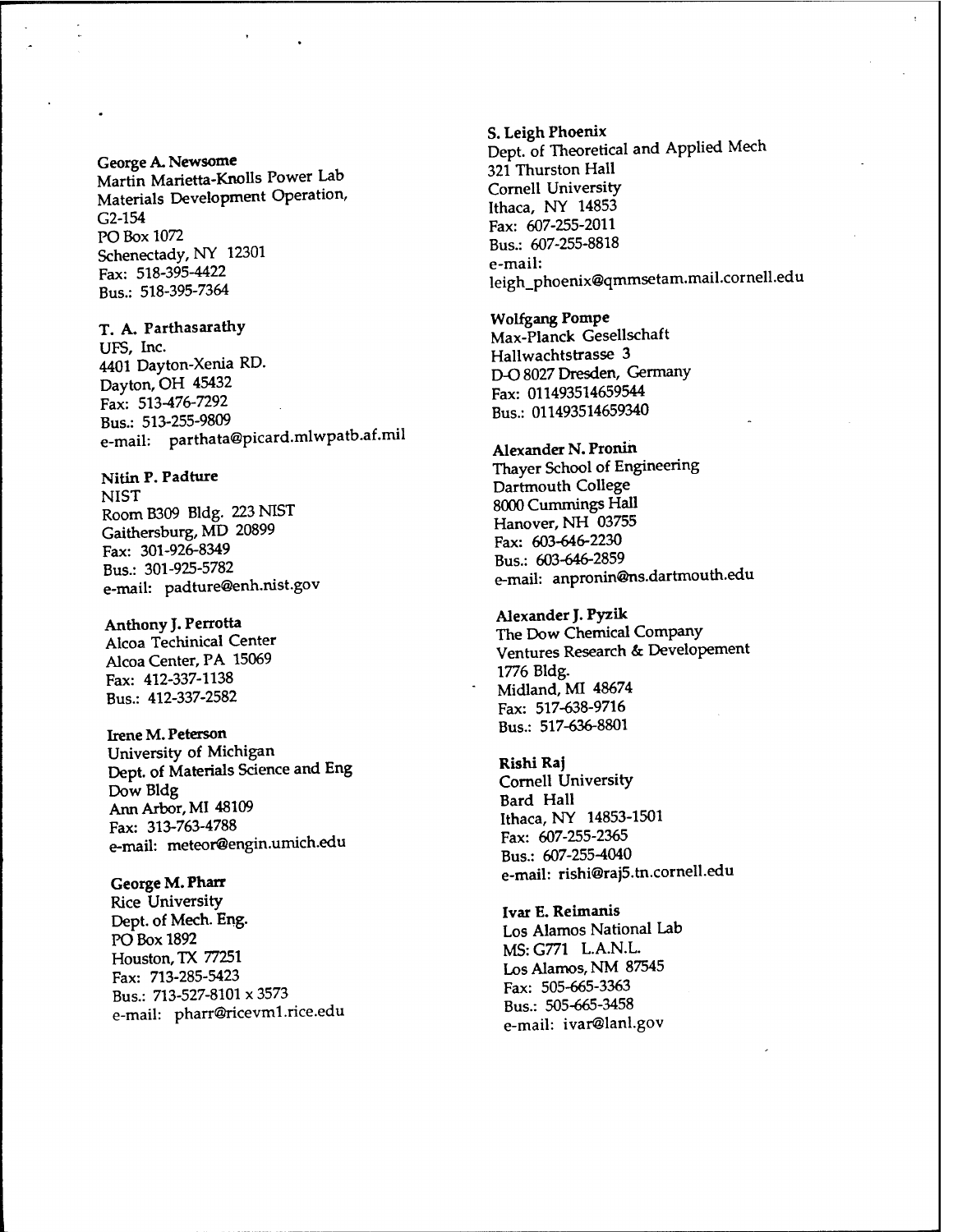**George A. Newsome**
Martin Marietta-Knolls Power Lab
Materials Development Operation,
G2-154
PO Box 1072
Schenectady, NY 12301
Fax: 518-395-4422
Bus.: 518-395-7364

**T. A. Parthasarathy**
UES, Inc.
4401 Dayton-Xenia RD.
Dayton, OH 45432
Fax: 513-476-7292
Bus.: 513-255-9809
e-mail: parthata@picard.mlwpatb.af.mil

**Nitin P. Padture**
NIST
Room B309 Bldg. 223 NIST
Gaithersburg, MD 20899
Fax: 301-926-8349
Bus.: 301-925-5782
e-mail: padture@enh.nist.gov

**Anthony J. Perrotta**
Alcoa Techinical Center
Alcoa Center, PA 15069
Fax: 412-337-1138
Bus.: 412-337-2582

**Irene M. Peterson**
University of Michigan
Dept. of Materials Science and Eng
Dow Bldg
Ann Arbor, MI 48109
Fax: 313-763-4788
e-mail: meteor@engin.umich.edu

**George M. Pharr**
Rice University
Dept. of Mech. Eng.
PO Box 1892
Houston, TX 77251
Fax: 713-285-5423
Bus.: 713-527-8101 x 3573
e-mail: pharr@ricevm1.rice.edu

**S. Leigh Phoenix**
Dept. of Theoretical and Applied Mech
321 Thurston Hall
Cornell University
Ithaca, NY 14853
Fax: 607-255-2011
Bus.: 607-255-8818
e-mail:
leigh_phoenix@qmmsetam.mail.cornell.edu

**Wolfgang Pompe**
Max-Planck Gesellschaft
Hallwachtstrasse 3
D-O 8027 Dresden, Germany
Fax: 011493514659544
Bus.: 011493514659340

**Alexander N. Pronin**
Thayer School of Engineering
Dartmouth College
8000 Cummings Hall
Hanover, NH 03755
Fax: 603-646-2230
Bus.: 603-646-2859
e-mail: anpronin@ns.dartmouth.edu

**Alexander J. Pyzik**
The Dow Chemical Company
Ventures Research & Developement
1776 Bldg.
Midland, MI 48674
Fax: 517-638-9716
Bus.: 517-636-8801

**Rishi Raj**
Cornell University
Bard Hall
Ithaca, NY 14853-1501
Fax: 607-255-2365
Bus.: 607-255-4040
e-mail: rishi@raj5.tn.cornell.edu

**Ivar E. Reimanis**
Los Alamos National Lab
MS: G771 L.A.N.L.
Los Alamos, NM 87545
Fax: 505-665-3363
Bus.: 505-665-3458
e-mail: ivar@lanl.gov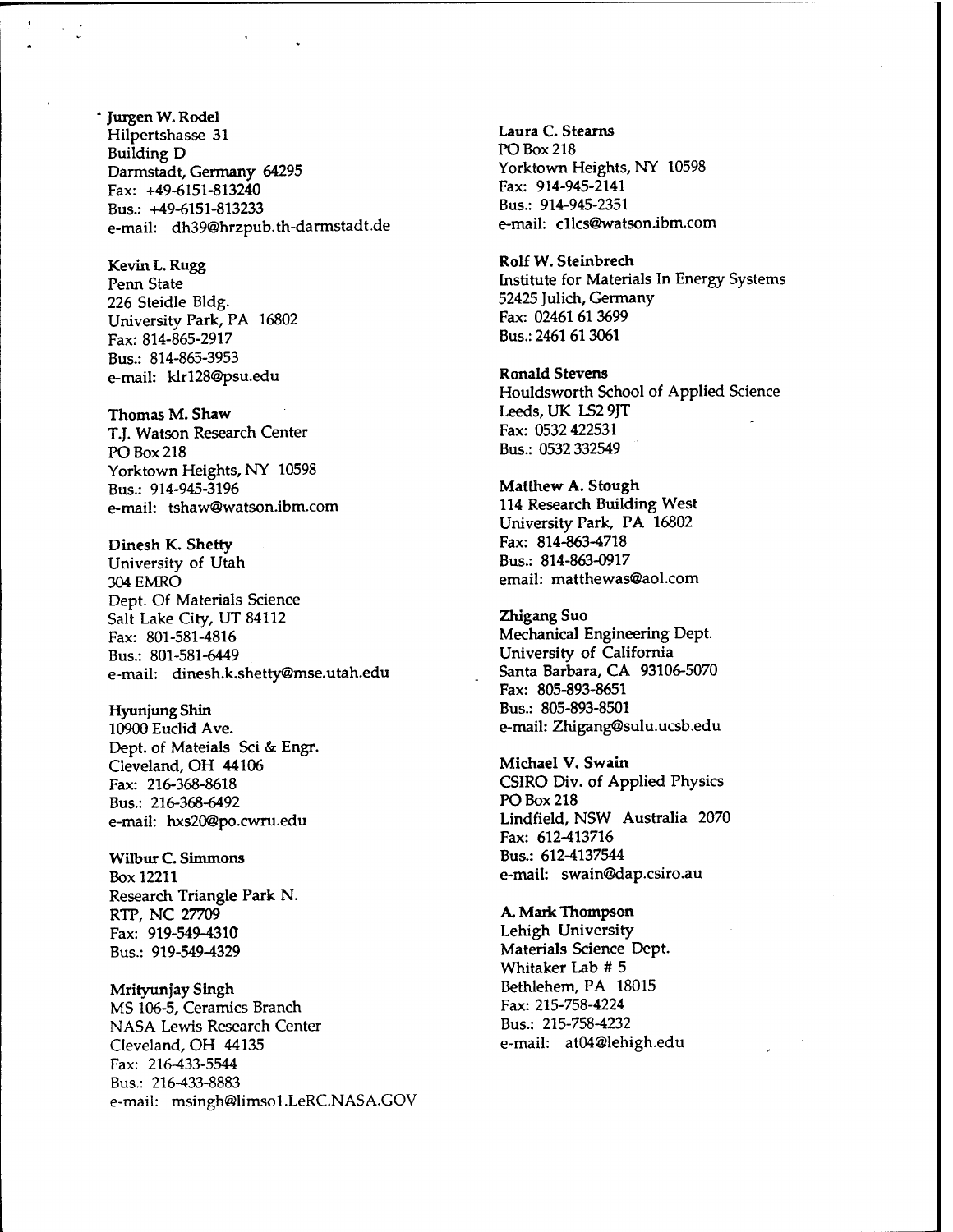**Jurgen W. Rodel**
Hilpertshasse 31
Building D
Darmstadt, Germany 64295
Fax: +49-6151-813240
Bus.: +49-6151-813233
e-mail: dh39@hrzpub.th-darmstadt.de

**Kevin L. Rugg**
Penn State
226 Steidle Bldg.
University Park, PA 16802
Fax: 814-865-2917
Bus.: 814-865-3953
e-mail: klr128@psu.edu

**Thomas M. Shaw**
T.J. Watson Research Center
PO Box 218
Yorktown Heights, NY 10598
Bus.: 914-945-3196
e-mail: tshaw@watson.ibm.com

**Dinesh K. Shetty**
University of Utah
304 EMRO
Dept. Of Materials Science
Salt Lake City, UT 84112
Fax: 801-581-4816
Bus.: 801-581-6449
e-mail: dinesh.k.shetty@mse.utah.edu

**Hyunjung Shin**
10900 Euclid Ave.
Dept. of Mateials Sci & Engr.
Cleveland, OH 44106
Fax: 216-368-8618
Bus.: 216-368-6492
e-mail: hxs20@po.cwru.edu

**Wilbur C. Simmons**
Box 12211
Research Triangle Park N.
RTP, NC 27709
Fax: 919-549-4310
Bus.: 919-549-4329

**Mrityunjay Singh**
MS 106-5, Ceramics Branch
NASA Lewis Research Center
Cleveland, OH 44135
Fax: 216-433-5544
Bus.: 216-433-8883
e-mail: msingh@limsol.LeRC.NASA.GOV

**Laura C. Stearns**
PO Box 218
Yorktown Heights, NY 10598
Fax: 914-945-2141
Bus.: 914-945-2351
e-mail: c1lcs@watson.ibm.com

**Rolf W. Steinbrech**
Institute for Materials In Energy Systems
52425 Julich, Germany
Fax: 02461 61 3699
Bus.: 2461 61 3061

**Ronald Stevens**
Houldsworth School of Applied Science
Leeds, UK LS2 9JT
Fax: 0532 422531
Bus.: 0532 332549

**Matthew A. Stough**
114 Research Building West
University Park, PA 16802
Fax: 814-863-4718
Bus.: 814-863-0917
email: matthewas@aol.com

**Zhigang Suo**
Mechanical Engineering Dept.
University of California
Santa Barbara, CA 93106-5070
Fax: 805-893-8651
Bus.: 805-893-8501
e-mail: Zhigang@sulu.ucsb.edu

**Michael V. Swain**
CSIRO Div. of Applied Physics
PO Box 218
Lindfield, NSW Australia 2070
Fax: 612-413716
Bus.: 612-4137544
e-mail: swain@dap.csiro.au

**A. Mark Thompson**
Lehigh University
Materials Science Dept.
Whitaker Lab # 5
Bethlehem, PA 18015
Fax: 215-758-4224
Bus.: 215-758-4232
e-mail: at04@lehigh.edu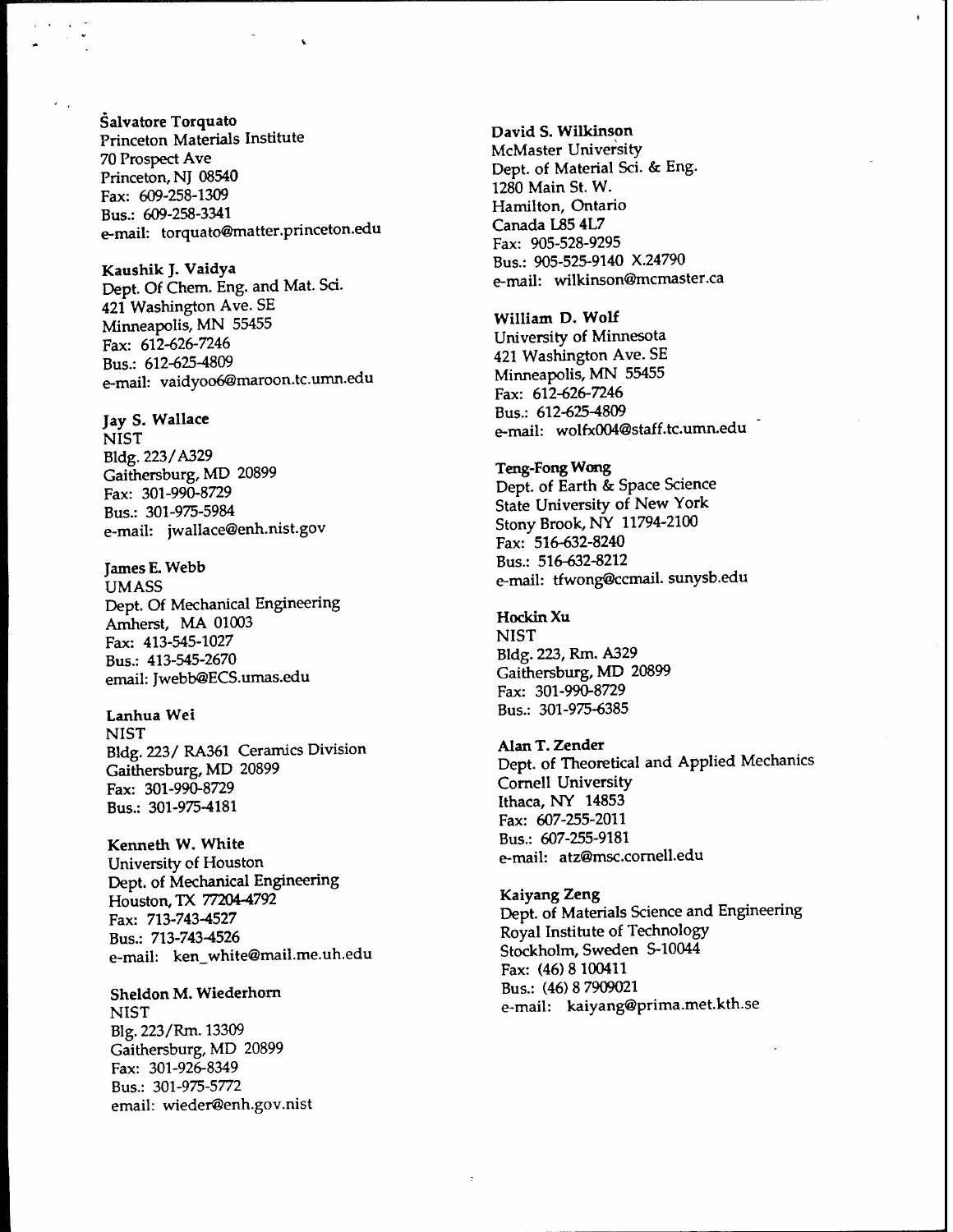**Salvatore Torquato**
Princeton Materials Institute
70 Prospect Ave
Princeton, NJ 08540
Fax: 609-258-1309
Bus.: 609-258-3341
e-mail: torquato@matter.princeton.edu

**Kaushik J. Vaidya**
Dept. Of Chem. Eng. and Mat. Sci.
421 Washington Ave. SE
Minneapolis, MN 55455
Fax: 612-626-7246
Bus.: 612-625-4809
e-mail: vaidyoo6@maroon.tc.umn.edu

**Jay S. Wallace**
NIST
Bldg. 223/A329
Gaithersburg, MD 20899
Fax: 301-990-8729
Bus.: 301-975-5984
e-mail: jwallace@enh.nist.gov

**James E. Webb**
UMASS
Dept. Of Mechanical Engineering
Amherst, MA 01003
Fax: 413-545-1027
Bus.: 413-545-2670
email: Jwebb@ECS.umas.edu

**Lanhua Wei**
NIST
Bldg. 223/ RA361 Ceramics Division
Gaithersburg, MD 20899
Fax: 301-990-8729
Bus.: 301-975-4181

**Kenneth W. White**
University of Houston
Dept. of Mechanical Engineering
Houston, TX 77204-4792
Fax: 713-743-4527
Bus.: 713-743-4526
e-mail: ken_white@mail.me.uh.edu

**Sheldon M. Wiederhorn**
NIST
Blg. 223/Rm. 13309
Gaithersburg, MD 20899
Fax: 301-926-8349
Bus.: 301-975-5772
email: wieder@enh.gov.nist

**David S. Wilkinson**
McMaster University
Dept. of Material Sci. & Eng.
1280 Main St. W.
Hamilton, Ontario
Canada L85 4L7
Fax: 905-528-9295
Bus.: 905-525-9140 X.24790
e-mail: wilkinson@mcmaster.ca

**William D. Wolf**
University of Minnesota
421 Washington Ave. SE
Minneapolis, MN 55455
Fax: 612-626-7246
Bus.: 612-625-4809
e-mail: wolfx004@staff.tc.umn.edu

**Teng-Fong Wong**
Dept. of Earth & Space Science
State University of New York
Stony Brook, NY 11794-2100
Fax: 516-632-8240
Bus.: 516-632-8212
e-mail: tfwong@ccmail. sunysb.edu

**Hockin Xu**
NIST
Bldg. 223, Rm. A329
Gaithersburg, MD 20899
Fax: 301-990-8729
Bus.: 301-975-6385

**Alan T. Zender**
Dept. of Theoretical and Applied Mechanics
Cornell University
Ithaca, NY 14853
Fax: 607-255-2011
Bus.: 607-255-9181
e-mail: atz@msc.cornell.edu

**Kaiyang Zeng**
Dept. of Materials Science and Engineering
Royal Institute of Technology
Stockholm, Sweden S-10044
Fax: (46) 8 100411
Bus.: (46) 8 7909021
e-mail: kaiyang@prima.met.kth.se